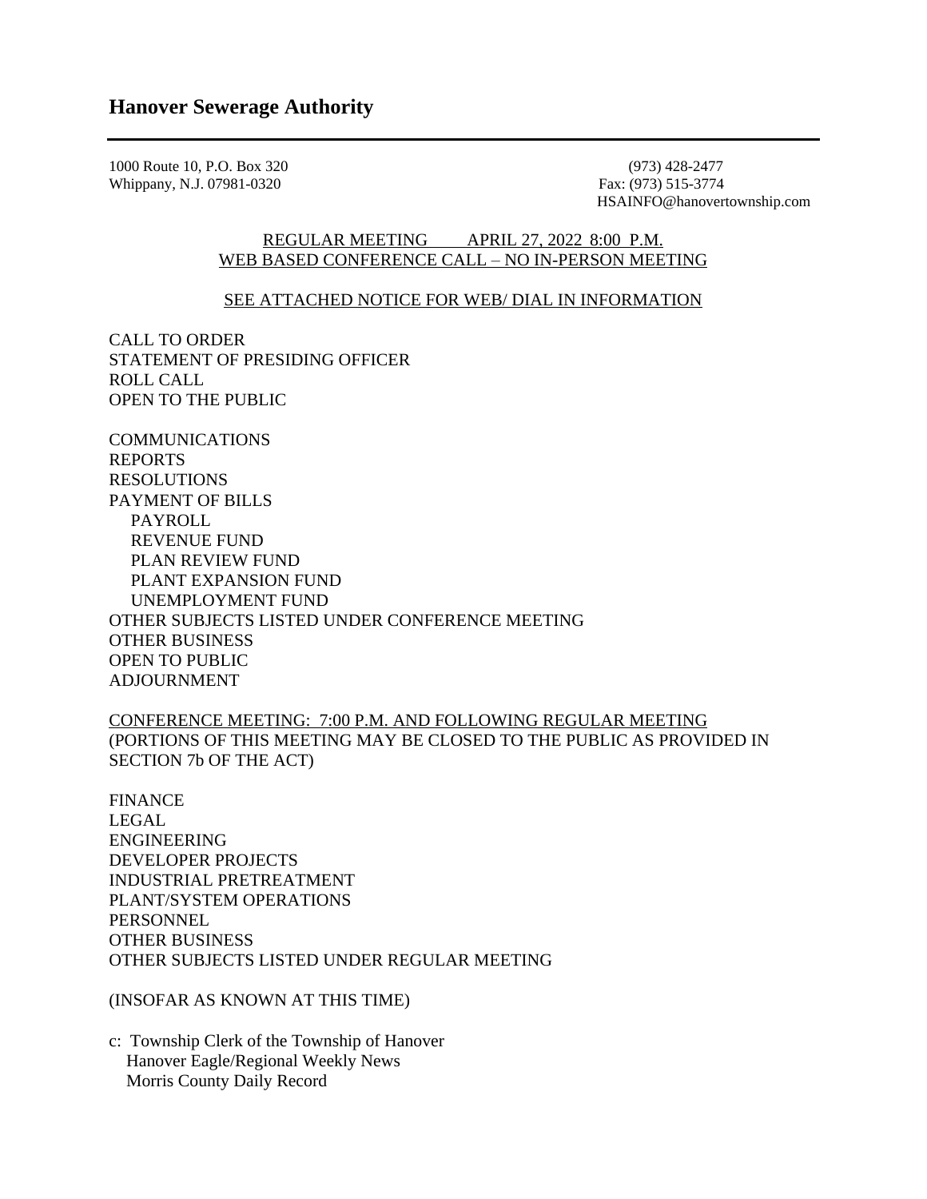## Hanover Sewerage Authority

---

1000 Route 10, P.O. Box 320
Whippany, N.J. 07981-0320

(973) 428-2477
Fax: (973) 515-3774
HSAINFO@hanovertownship.com

REGULAR MEETING APRIL 27, 2022 8:00 P.M.
WEB BASED CONFERENCE CALL – NO IN-PERSON MEETING

SEE ATTACHED NOTICE FOR WEB/ DIAL IN INFORMATION

CALL TO ORDER
STATEMENT OF PRESIDING OFFICER
ROLL CALL
OPEN TO THE PUBLIC

COMMUNICATIONS
REPORTS
RESOLUTIONS
PAYMENT OF BILLS
- PAYROLL
- REVENUE FUND
- PLAN REVIEW FUND
- PLANT EXPANSION FUND
- UNEMPLOYMENT FUND

OTHER SUBJECTS LISTED UNDER CONFERENCE MEETING
OTHER BUSINESS
OPEN TO PUBLIC
ADJOURNMENT

CONFERENCE MEETING: 7:00 P.M. AND FOLLOWING REGULAR MEETING
(PORTIONS OF THIS MEETING MAY BE CLOSED TO THE PUBLIC AS PROVIDED IN SECTION 7b OF THE ACT)

FINANCE
LEGAL
ENGINEERING
DEVELOPER PROJECTS
INDUSTRIAL PRETREATMENT
PLANT/SYSTEM OPERATIONS
PERSONNEL
OTHER BUSINESS
OTHER SUBJECTS LISTED UNDER REGULAR MEETING

(INSOFAR AS KNOWN AT THIS TIME)

c: Township Clerk of the Township of Hanover
Hanover Eagle/Regional Weekly News
Morris County Daily Record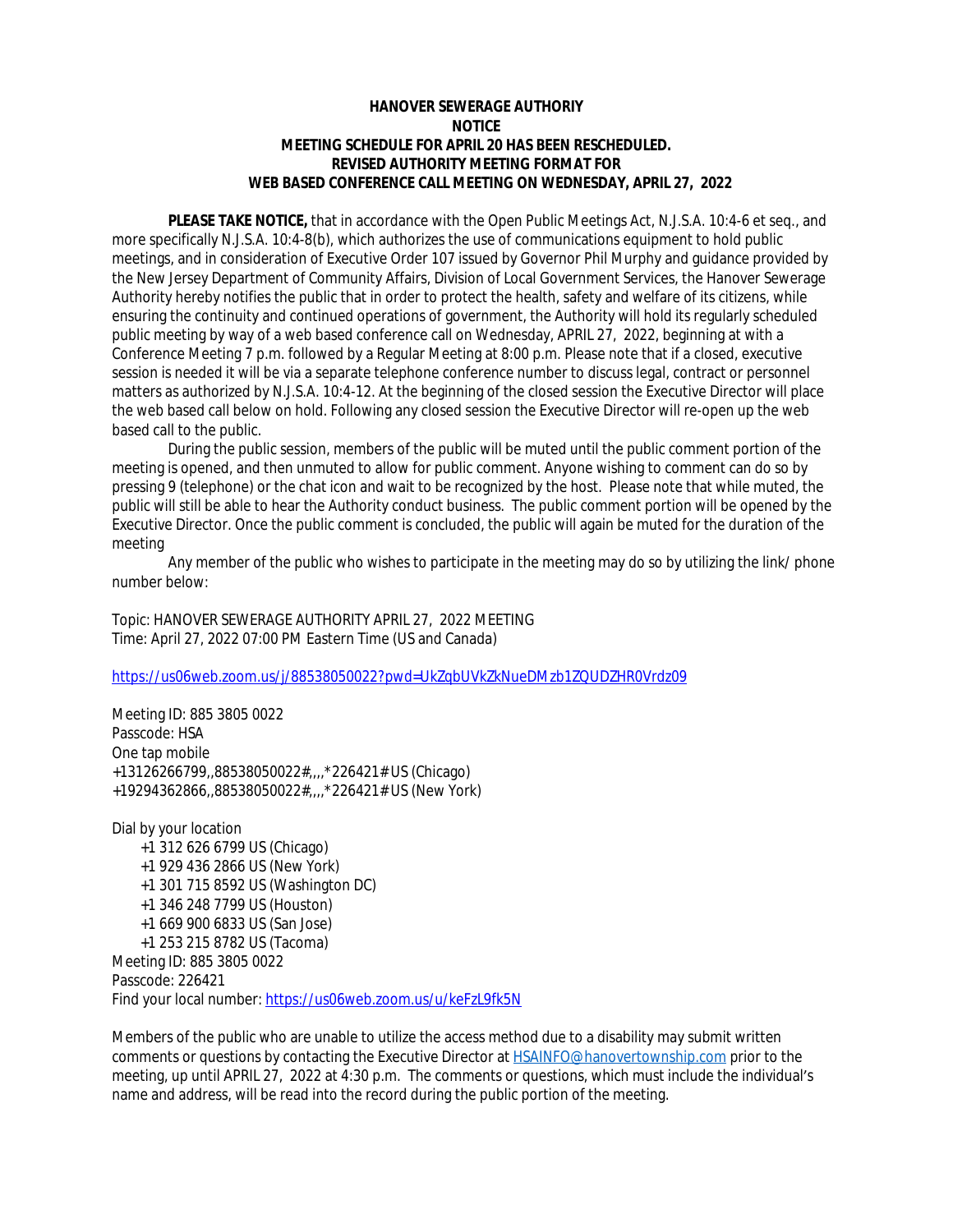**HANOVER SEWERAGE AUTHORIY**
**NOTICE**
**MEETING SCHEDULE FOR APRIL 20 HAS BEEN RESCHEDULED.**
**REVISED AUTHORITY MEETING FORMAT FOR**
**WEB BASED CONFERENCE CALL MEETING ON WEDNESDAY, APRIL 27, 2022**

**PLEASE TAKE NOTICE,** that in accordance with the Open Public Meetings Act, N.J.S.A. 10:4-6 et seq., and more specifically N.J.S.A. 10:4-8(b), which authorizes the use of communications equipment to hold public meetings, and in consideration of Executive Order 107 issued by Governor Phil Murphy and guidance provided by the New Jersey Department of Community Affairs, Division of Local Government Services, the Hanover Sewerage Authority hereby notifies the public that in order to protect the health, safety and welfare of its citizens, while ensuring the continuity and continued operations of government, the Authority will hold its regularly scheduled public meeting by way of a web based conference call on Wednesday, APRIL 27, 2022, beginning at with a Conference Meeting 7 p.m. followed by a Regular Meeting at 8:00 p.m. Please note that if a closed, executive session is needed it will be via a separate telephone conference number to discuss legal, contract or personnel matters as authorized by N.J.S.A. 10:4-12. At the beginning of the closed session the Executive Director will place the web based call below on hold. Following any closed session the Executive Director will re-open up the web based call to the public.

During the public session, members of the public will be muted until the public comment portion of the meeting is opened, and then unmuted to allow for public comment. Anyone wishing to comment can do so by pressing 9 (telephone) or the chat icon and wait to be recognized by the host. Please note that while muted, the public will still be able to hear the Authority conduct business. The public comment portion will be opened by the Executive Director. Once the public comment is concluded, the public will again be muted for the duration of the meeting

Any member of the public who wishes to participate in the meeting may do so by utilizing the link/ phone number below:

Topic: HANOVER SEWERAGE AUTHORITY APRIL 27, 2022 MEETING
Time: April 27, 2022 07:00 PM Eastern Time (US and Canada)

https://us06web.zoom.us/j/88538050022?pwd=UkZqbUVkZkNueDMzb1ZQUDZHR0Vrdz09

Meeting ID: 885 3805 0022
Passcode: HSA
One tap mobile
+13126266799,,88538050022#,,,,*226421# US (Chicago)
+19294362866,,88538050022#,,,,*226421# US (New York)

Dial by your location
+1 312 626 6799 US (Chicago)
+1 929 436 2866 US (New York)
+1 301 715 8592 US (Washington DC)
+1 346 248 7799 US (Houston)
+1 669 900 6833 US (San Jose)
+1 253 215 8782 US (Tacoma)
Meeting ID: 885 3805 0022
Passcode: 226421
Find your local number: https://us06web.zoom.us/u/keFzL9fk5N

Members of the public who are unable to utilize the access method due to a disability may submit written comments or questions by contacting the Executive Director at HSAINFO@hanovertownship.com prior to the meeting, up until APRIL 27, 2022 at 4:30 p.m. The comments or questions, which must include the individual's name and address, will be read into the record during the public portion of the meeting.